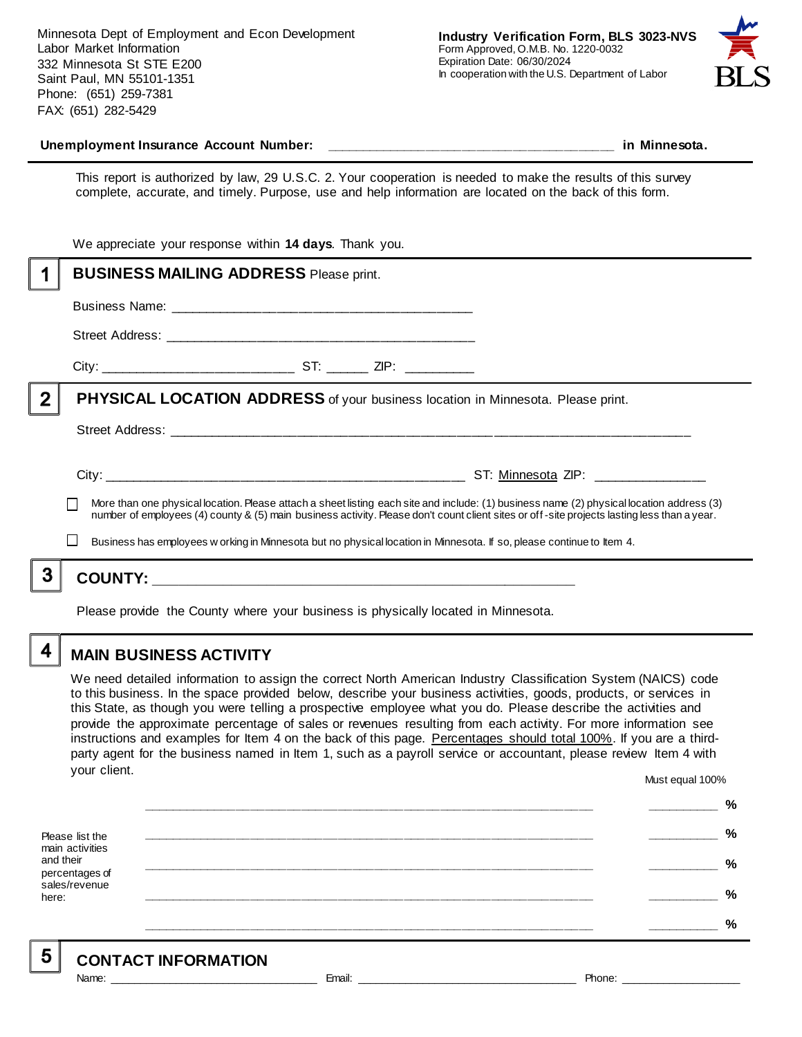Minnesota Dept of Employment and Econ Development
Labor Market Information
332 Minnesota St STE E200
Saint Paul, MN 55101-1351
Phone: (651) 259-7381
FAX: (651) 282-5429

**Industry Verification Form, BLS 3023-NVS**
Form Approved, O.M.B. No. 1220-0032
Expiration Date: 06/30/2024
In cooperation with the U.S. Department of Labor

**Unemployment Insurance Account Number:** ______________________________________ **in Minnesota.**

This report is authorized by law, 29 U.S.C. 2. Your cooperation is needed to make the results of this survey complete, accurate, and timely. Purpose, use and help information are located on the back of this form.

We appreciate your response within **14 days**. Thank you.

## 1 BUSINESS MAILING ADDRESS Please print.

Business Name: ________________________________________

Street Address: ________________________________________

City: _________________________ ST: ______ ZIP: _________

## 2 PHYSICAL LOCATION ADDRESS of your business location in Minnesota. Please print.

Street Address: ______________________________________________________________________

City: ______________________________________________ ST: Minnesota ZIP: _______________

☐ More than one physical location. Please attach a sheet listing each site and include: (1) business name (2) physical location address (3) number of employees (4) county & (5) main business activity. Please don't count client sites or off-site projects lasting less than a year.

☐ Business has employees working in Minnesota but no physical location in Minnesota. If so, please continue to Item 4.

## 3 COUNTY: ________________________________________________

Please provide the County where your business is physically located in Minnesota.

## 4 MAIN BUSINESS ACTIVITY

We need detailed information to assign the correct North American Industry Classification System (NAICS) code to this business. In the space provided below, describe your business activities, goods, products, or services in this State, as though you were telling a prospective employee what you do. Please describe the activities and provide the approximate percentage of sales or revenues resulting from each activity. For more information see instructions and examples for Item 4 on the back of this page. Percentages should total 100%. If you are a third-party agent for the business named in Item 1, such as a payroll service or accountant, please review Item 4 with your client.

Please list the main activities and their percentages of sales/revenue here:

| Activity | Must equal 100% |
|---|---|
| ____________________________________________ | _________ % |
| ____________________________________________ | _________ % |
| ____________________________________________ | _________ % |
| ____________________________________________ | _________ % |
| ____________________________________________ | _________ % |

## 5 CONTACT INFORMATION

Name: ____________________________ Email: ________________________________ Phone: __________________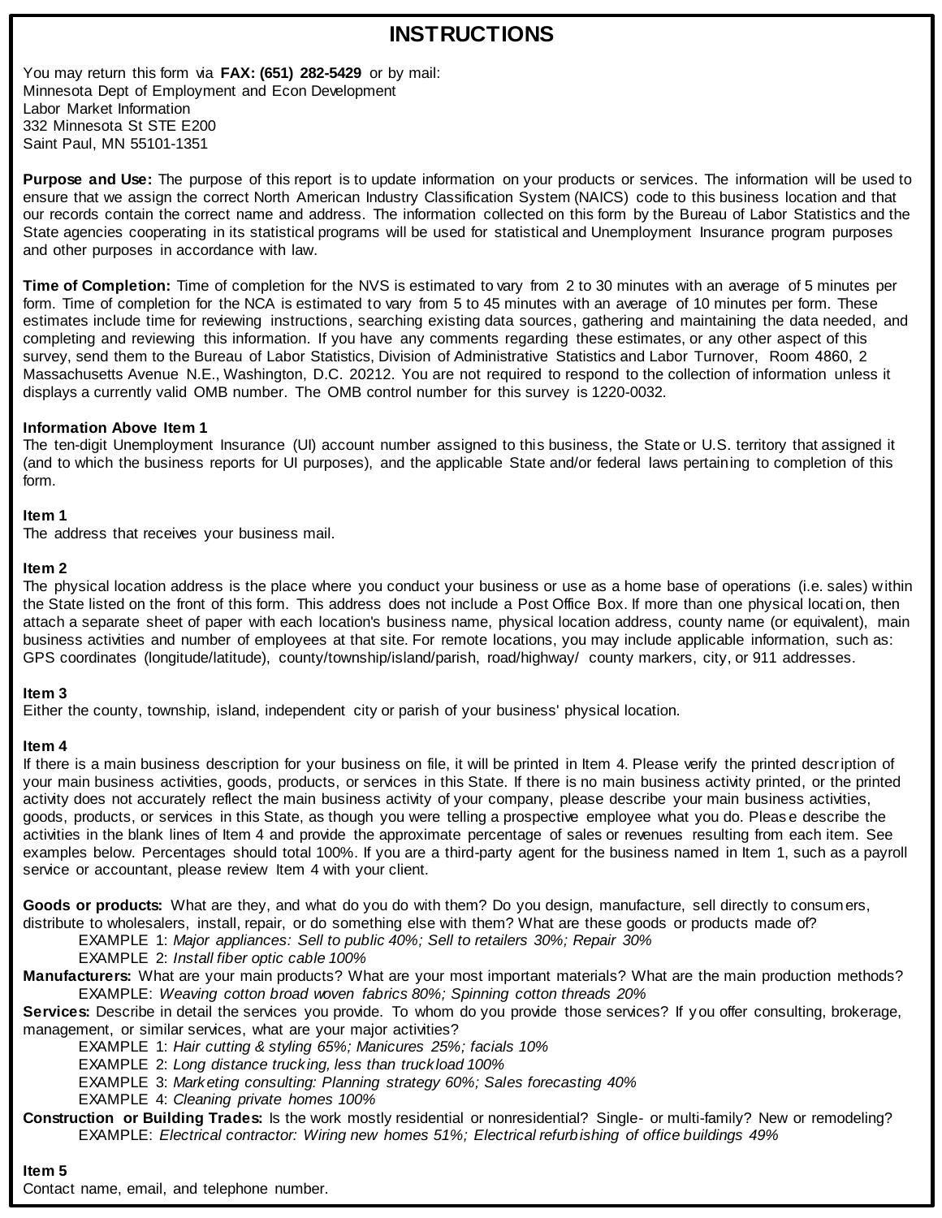# INSTRUCTIONS

You may return this form via **FAX: (651) 282-5429** or by mail:
Minnesota Dept of Employment and Econ Development
Labor Market Information
332 Minnesota St STE E200
Saint Paul, MN 55101-1351

**Purpose and Use:** The purpose of this report is to update information on your products or services. The information will be used to ensure that we assign the correct North American Industry Classification System (NAICS) code to this business location and that our records contain the correct name and address. The information collected on this form by the Bureau of Labor Statistics and the State agencies cooperating in its statistical programs will be used for statistical and Unemployment Insurance program purposes and other purposes in accordance with law.

**Time of Completion:** Time of completion for the NVS is estimated to vary from 2 to 30 minutes with an average of 5 minutes per form. Time of completion for the NCA is estimated to vary from 5 to 45 minutes with an average of 10 minutes per form. These estimates include time for reviewing instructions, searching existing data sources, gathering and maintaining the data needed, and completing and reviewing this information. If you have any comments regarding these estimates, or any other aspect of this survey, send them to the Bureau of Labor Statistics, Division of Administrative Statistics and Labor Turnover, Room 4860, 2 Massachusetts Avenue N.E., Washington, D.C. 20212. You are not required to respond to the collection of information unless it displays a currently valid OMB number. The OMB control number for this survey is 1220-0032.

**Information Above Item 1**
The ten-digit Unemployment Insurance (UI) account number assigned to this business, the State or U.S. territory that assigned it (and to which the business reports for UI purposes), and the applicable State and/or federal laws pertaining to completion of this form.

**Item 1**
The address that receives your business mail.

**Item 2**
The physical location address is the place where you conduct your business or use as a home base of operations (i.e. sales) within the State listed on the front of this form. This address does not include a Post Office Box. If more than one physical location, then attach a separate sheet of paper with each location's business name, physical location address, county name (or equivalent), main business activities and number of employees at that site. For remote locations, you may include applicable information, such as: GPS coordinates (longitude/latitude), county/township/island/parish, road/highway/ county markers, city, or 911 addresses.

**Item 3**
Either the county, township, island, independent city or parish of your business' physical location.

**Item 4**
If there is a main business description for your business on file, it will be printed in Item 4. Please verify the printed description of your main business activities, goods, products, or services in this State. If there is no main business activity printed, or the printed activity does not accurately reflect the main business activity of your company, please describe your main business activities, goods, products, or services in this State, as though you were telling a prospective employee what you do. Please describe the activities in the blank lines of Item 4 and provide the approximate percentage of sales or revenues resulting from each item. See examples below. Percentages should total 100%. If you are a third-party agent for the business named in Item 1, such as a payroll service or accountant, please review Item 4 with your client.

**Goods or products:** What are they, and what do you do with them? Do you design, manufacture, sell directly to consumers, distribute to wholesalers, install, repair, or do something else with them? What are these goods or products made of?

EXAMPLE 1: *Major appliances: Sell to public 40%; Sell to retailers 30%; Repair 30%*
EXAMPLE 2: *Install fiber optic cable 100%*

**Manufacturers:** What are your main products? What are your most important materials? What are the main production methods?

EXAMPLE: *Weaving cotton broad woven fabrics 80%; Spinning cotton threads 20%*

**Services:** Describe in detail the services you provide. To whom do you provide those services? If you offer consulting, brokerage, management, or similar services, what are your major activities?

EXAMPLE 1: *Hair cutting & styling 65%; Manicures 25%; facials 10%*
EXAMPLE 2: *Long distance trucking, less than truckload 100%*
EXAMPLE 3: *Marketing consulting: Planning strategy 60%; Sales forecasting 40%*
EXAMPLE 4: *Cleaning private homes 100%*

**Construction or Building Trades:** Is the work mostly residential or nonresidential? Single- or multi-family? New or remodeling?

EXAMPLE: *Electrical contractor: Wiring new homes 51%; Electrical refurbishing of office buildings 49%*

**Item 5**
Contact name, email, and telephone number.